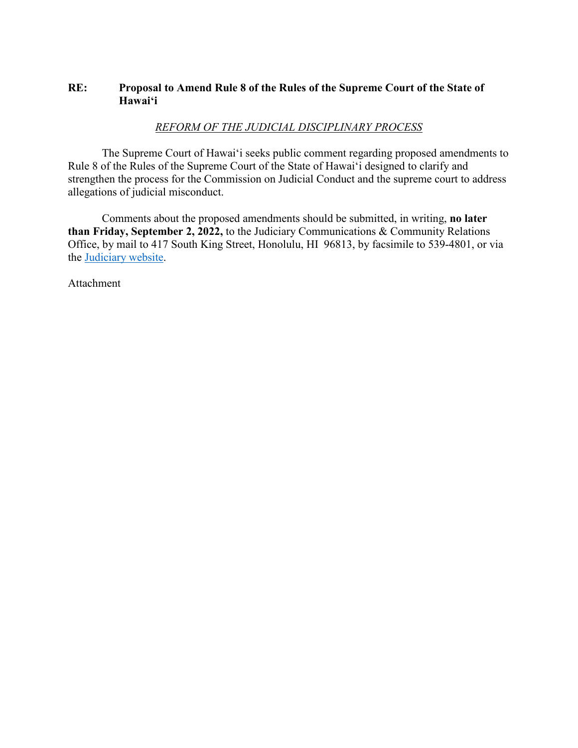**RE: Proposal to Amend Rule 8 of the Rules of the Supreme Court of the State of Hawai‘i**

*REFORM OF THE JUDICIAL DISCIPLINARY PROCESS*

The Supreme Court of Hawai‘i seeks public comment regarding proposed amendments to Rule 8 of the Rules of the Supreme Court of the State of Hawai‘i designed to clarify and strengthen the process for the Commission on Judicial Conduct and the supreme court to address allegations of judicial misconduct.

Comments about the proposed amendments should be submitted, in writing, **no later than Friday, September 2, 2022,** to the Judiciary Communications & Community Relations Office, by mail to 417 South King Street, Honolulu, HI 96813, by facsimile to 539-4801, or via the Judiciary website.

Attachment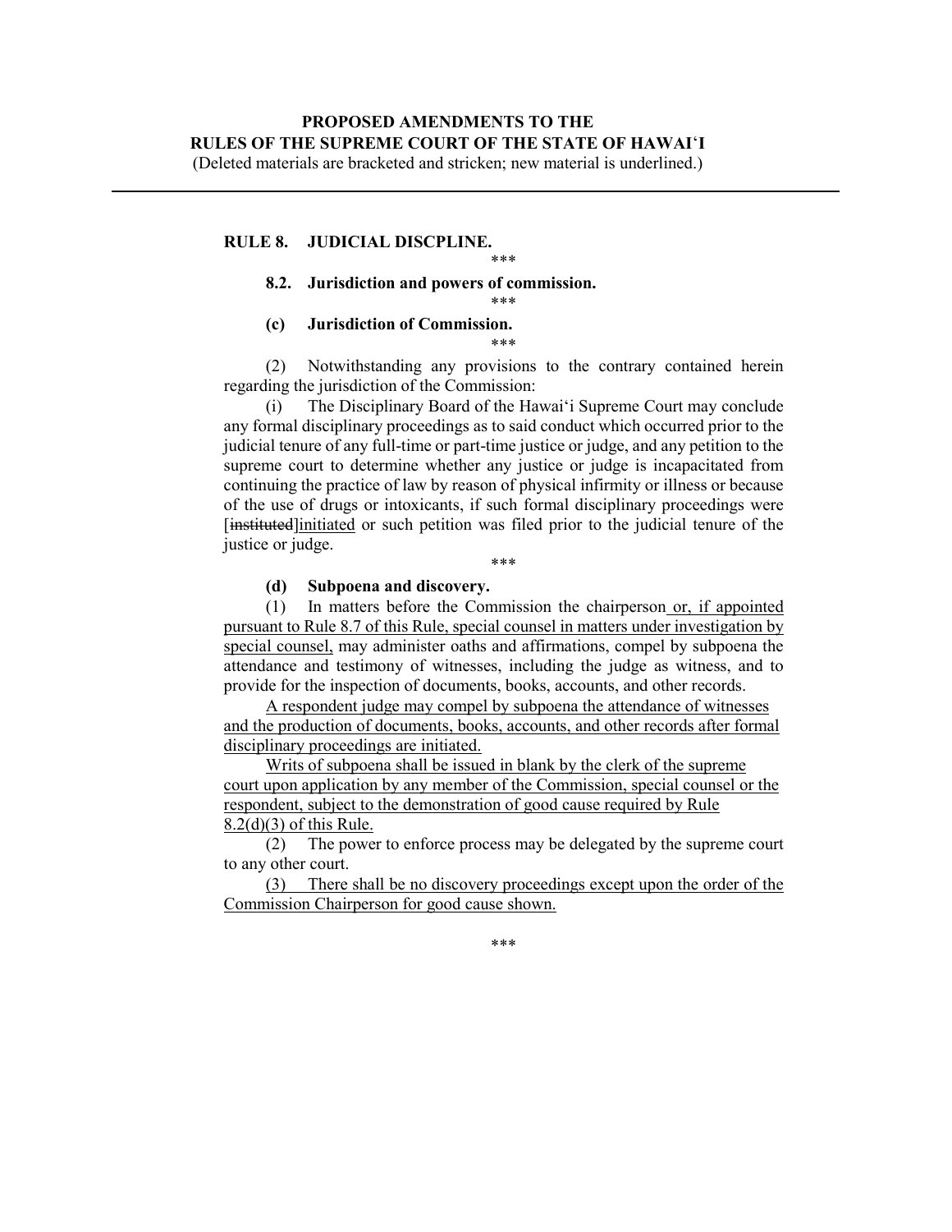**PROPOSED AMENDMENTS TO THE RULES OF THE SUPREME COURT OF THE STATE OF HAWAIʻI**

(Deleted materials are bracketed and stricken; new material is underlined.)

---

**RULE 8. JUDICIAL DISCPLINE.**

\*\*\*

**8.2. Jurisdiction and powers of commission.**

\*\*\*

**(c) Jurisdiction of Commission.**

\*\*\*

(2) Notwithstanding any provisions to the contrary contained herein regarding the jurisdiction of the Commission:

(i) The Disciplinary Board of the Hawaiʻi Supreme Court may conclude any formal disciplinary proceedings as to said conduct which occurred prior to the judicial tenure of any full-time or part-time justice or judge, and any petition to the supreme court to determine whether any justice or judge is incapacitated from continuing the practice of law by reason of physical infirmity or illness or because of the use of drugs or intoxicants, if such formal disciplinary proceedings were [~~instituted~~]<u>initiated</u> or such petition was filed prior to the judicial tenure of the justice or judge.

\*\*\*

**(d) Subpoena and discovery.**

(1) In matters before the Commission the chairperson<u> or, if appointed pursuant to Rule 8.7 of this Rule, special counsel in matters under investigation by special counsel,</u> may administer oaths and affirmations, compel by subpoena the attendance and testimony of witnesses, including the judge as witness, and to provide for the inspection of documents, books, accounts, and other records.

<u>A respondent judge may compel by subpoena the attendance of witnesses and the production of documents, books, accounts, and other records after formal disciplinary proceedings are initiated.</u>

<u>Writs of subpoena shall be issued in blank by the clerk of the supreme court upon application by any member of the Commission, special counsel or the respondent, subject to the demonstration of good cause required by Rule 8.2(d)(3) of this Rule.</u>

(2) The power to enforce process may be delegated by the supreme court to any other court.

<u>(3) There shall be no discovery proceedings except upon the order of the Commission Chairperson for good cause shown.</u>

\*\*\*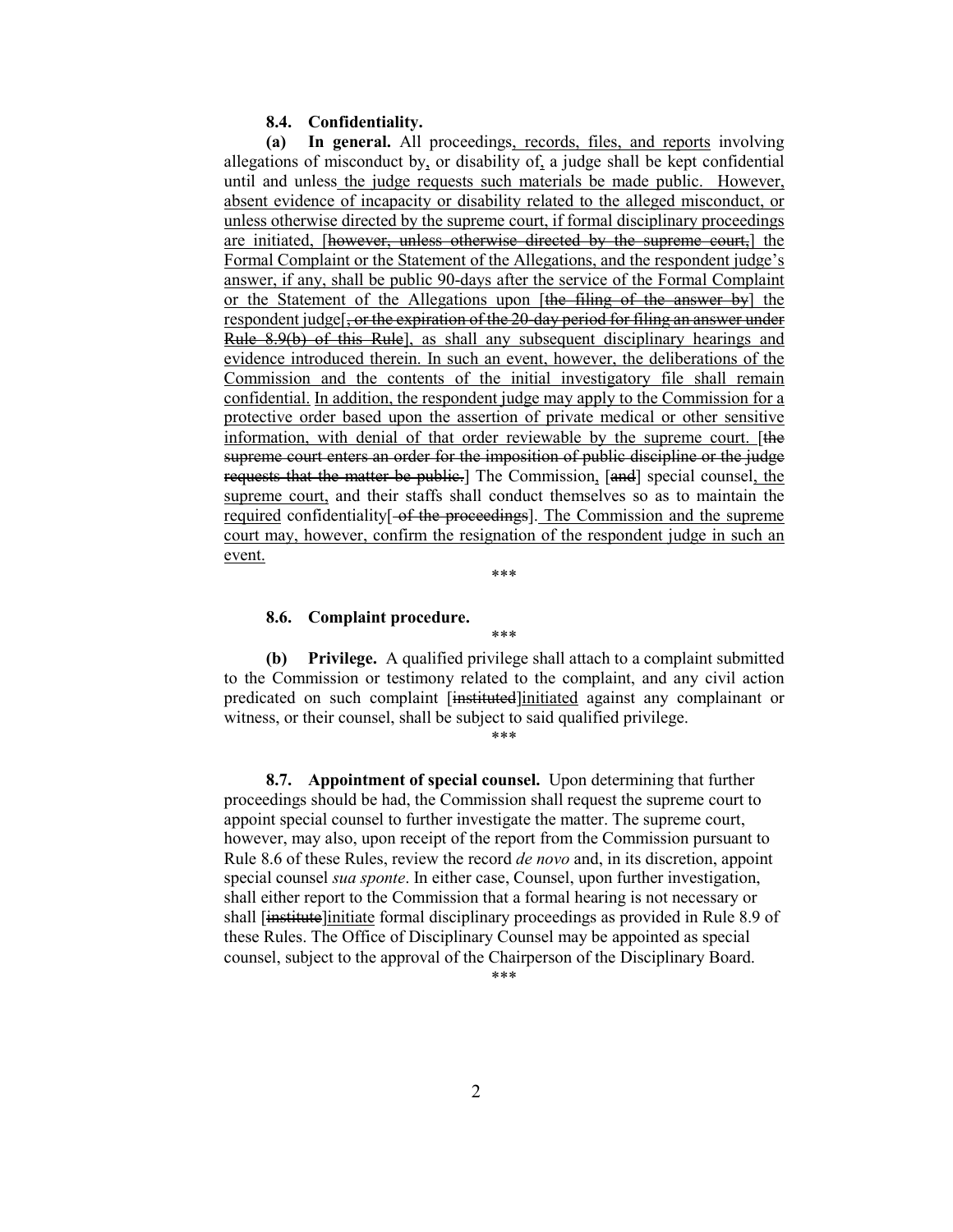**8.4. Confidentiality.**

**(a) In general.** All proceedings, records, files, and reports involving allegations of misconduct by, or disability of, a judge shall be kept confidential until and unless the judge requests such materials be made public. However, absent evidence of incapacity or disability related to the alleged misconduct, or unless otherwise directed by the supreme court, if formal disciplinary proceedings are initiated, [~~however, unless otherwise directed by the supreme court,~~] the Formal Complaint or the Statement of the Allegations, and the respondent judge's answer, if any, shall be public 90-days after the service of the Formal Complaint or the Statement of the Allegations upon [~~the filing of the answer by~~] the respondent judge[~~, or the expiration of the 20-day period for filing an answer under Rule 8.9(b) of this Rule~~], as shall any subsequent disciplinary hearings and evidence introduced therein. In such an event, however, the deliberations of the Commission and the contents of the initial investigatory file shall remain confidential. In addition, the respondent judge may apply to the Commission for a protective order based upon the assertion of private medical or other sensitive information, with denial of that order reviewable by the supreme court. [~~the supreme court enters an order for the imposition of public discipline or the judge requests that the matter be public.~~] The Commission, [~~and~~] special counsel, the supreme court, and their staffs shall conduct themselves so as to maintain the required confidentiality[~~ of the proceedings~~]. The Commission and the supreme court may, however, confirm the resignation of the respondent judge in such an event.

\*\*\*

**8.6. Complaint procedure.**

\*\*\*

**(b) Privilege.** A qualified privilege shall attach to a complaint submitted to the Commission or testimony related to the complaint, and any civil action predicated on such complaint [~~instituted~~]initiated against any complainant or witness, or their counsel, shall be subject to said qualified privilege.

\*\*\*

**8.7. Appointment of special counsel.** Upon determining that further proceedings should be had, the Commission shall request the supreme court to appoint special counsel to further investigate the matter. The supreme court, however, may also, upon receipt of the report from the Commission pursuant to Rule 8.6 of these Rules, review the record *de novo* and, in its discretion, appoint special counsel *sua sponte*. In either case, Counsel, upon further investigation, shall either report to the Commission that a formal hearing is not necessary or shall [~~institute~~]initiate formal disciplinary proceedings as provided in Rule 8.9 of these Rules. The Office of Disciplinary Counsel may be appointed as special counsel, subject to the approval of the Chairperson of the Disciplinary Board.

\*\*\*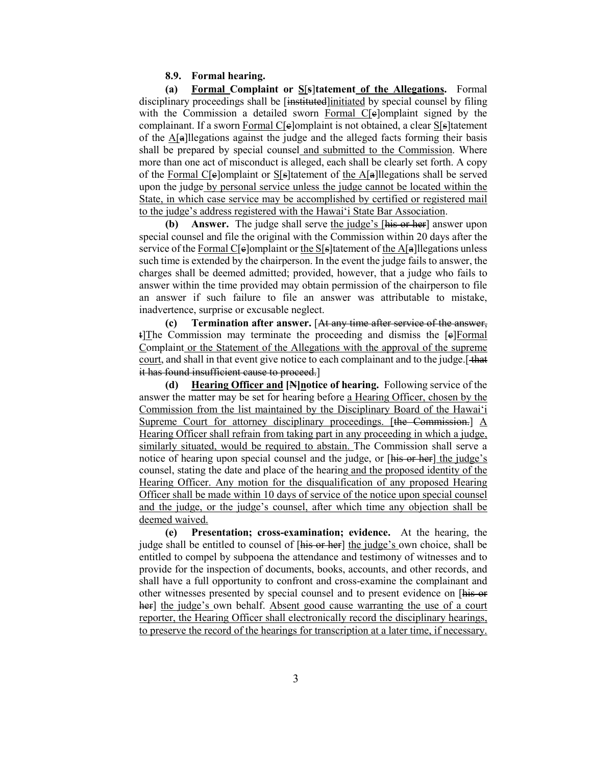**8.9. Formal hearing.**

**(a) Formal Complaint or S[s]tatement of the Allegations.** Formal disciplinary proceedings shall be [instituted]initiated by special counsel by filing with the Commission a detailed sworn Formal C[c]omplaint signed by the complainant. If a sworn Formal C[c]omplaint is not obtained, a clear S[s]tatement of the A[a]llegations against the judge and the alleged facts forming their basis shall be prepared by special counsel and submitted to the Commission. Where more than one act of misconduct is alleged, each shall be clearly set forth. A copy of the Formal C[c]omplaint or S[s]tatement of the A[a]llegations shall be served upon the judge by personal service unless the judge cannot be located within the State, in which case service may be accomplished by certified or registered mail to the judge's address registered with the Hawai'i State Bar Association.

**(b) Answer.** The judge shall serve the judge's [his or her] answer upon special counsel and file the original with the Commission within 20 days after the service of the Formal C[c]omplaint or the S[s]tatement of the A[a]llegations unless such time is extended by the chairperson. In the event the judge fails to answer, the charges shall be deemed admitted; provided, however, that a judge who fails to answer within the time provided may obtain permission of the chairperson to file an answer if such failure to file an answer was attributable to mistake, inadvertence, surprise or excusable neglect.

**(c) Termination after answer.** [At any time after service of the answer, t]The Commission may terminate the proceeding and dismiss the [c]Formal Complaint or the Statement of the Allegations with the approval of the supreme court, and shall in that event give notice to each complainant and to the judge.[ that it has found insufficient cause to proceed.]

**(d) Hearing Officer and [N]notice of hearing.** Following service of the answer the matter may be set for hearing before a Hearing Officer, chosen by the Commission from the list maintained by the Disciplinary Board of the Hawai'i Supreme Court for attorney disciplinary proceedings. [the Commission.] A Hearing Officer shall refrain from taking part in any proceeding in which a judge, similarly situated, would be required to abstain. The Commission shall serve a notice of hearing upon special counsel and the judge, or [his or her] the judge's counsel, stating the date and place of the hearing and the proposed identity of the Hearing Officer. Any motion for the disqualification of any proposed Hearing Officer shall be made within 10 days of service of the notice upon special counsel and the judge, or the judge's counsel, after which time any objection shall be deemed waived.

**(e) Presentation; cross-examination; evidence.** At the hearing, the judge shall be entitled to counsel of [his or her] the judge's own choice, shall be entitled to compel by subpoena the attendance and testimony of witnesses and to provide for the inspection of documents, books, accounts, and other records, and shall have a full opportunity to confront and cross-examine the complainant and other witnesses presented by special counsel and to present evidence on [his or her] the judge's own behalf. Absent good cause warranting the use of a court reporter, the Hearing Officer shall electronically record the disciplinary hearings, to preserve the record of the hearings for transcription at a later time, if necessary.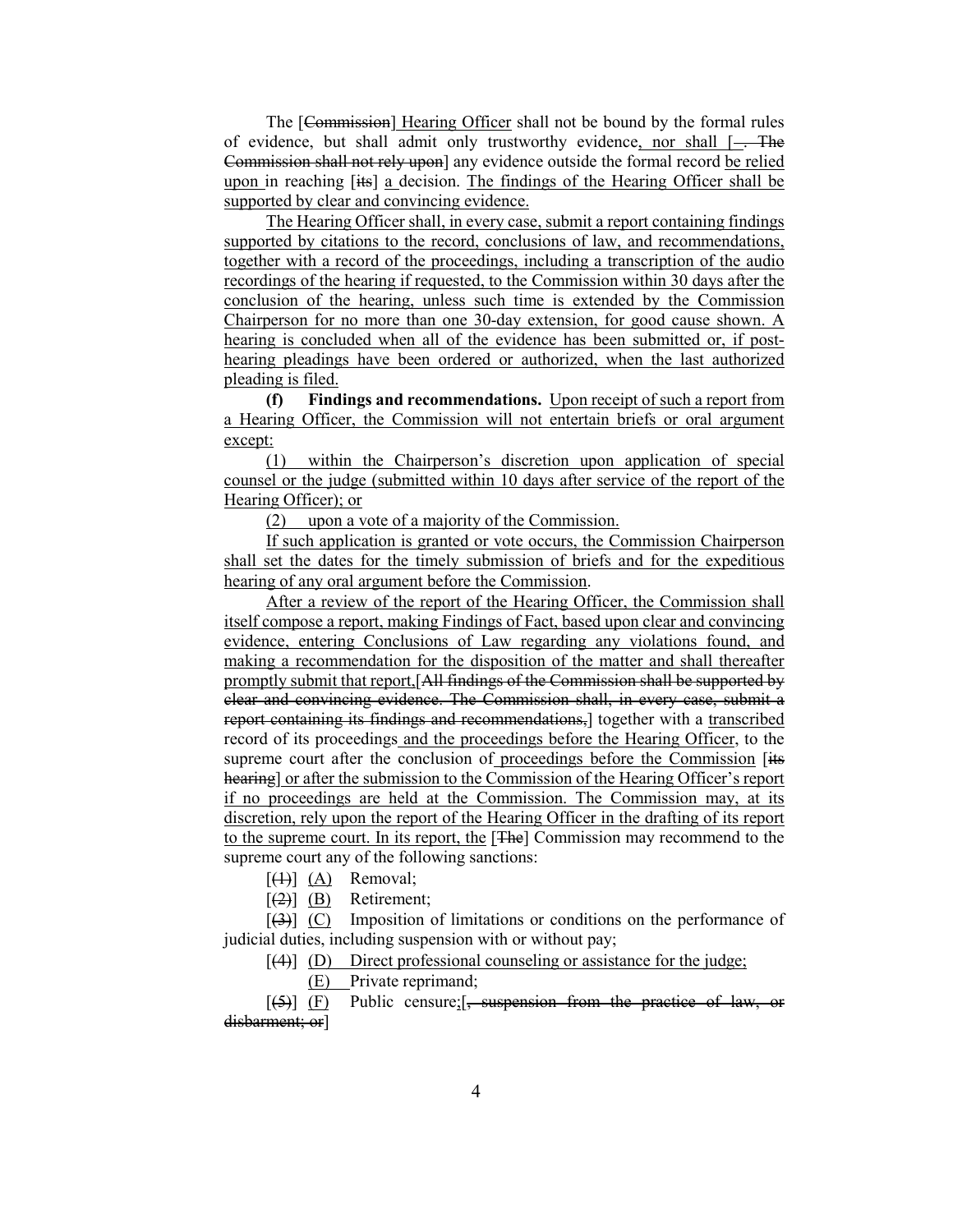The [Commission] Hearing Officer shall not be bound by the formal rules of evidence, but shall admit only trustworthy evidence, nor shall [. The Commission shall not rely upon] any evidence outside the formal record be relied upon in reaching [its] a decision. The findings of the Hearing Officer shall be supported by clear and convincing evidence.

The Hearing Officer shall, in every case, submit a report containing findings supported by citations to the record, conclusions of law, and recommendations, together with a record of the proceedings, including a transcription of the audio recordings of the hearing if requested, to the Commission within 30 days after the conclusion of the hearing, unless such time is extended by the Commission Chairperson for no more than one 30-day extension, for good cause shown. A hearing is concluded when all of the evidence has been submitted or, if post-hearing pleadings have been ordered or authorized, when the last authorized pleading is filed.

**(f) Findings and recommendations.** Upon receipt of such a report from a Hearing Officer, the Commission will not entertain briefs or oral argument except:

(1) within the Chairperson's discretion upon application of special counsel or the judge (submitted within 10 days after service of the report of the Hearing Officer); or

(2) upon a vote of a majority of the Commission.

If such application is granted or vote occurs, the Commission Chairperson shall set the dates for the timely submission of briefs and for the expeditious hearing of any oral argument before the Commission.

After a review of the report of the Hearing Officer, the Commission shall itself compose a report, making Findings of Fact, based upon clear and convincing evidence, entering Conclusions of Law regarding any violations found, and making a recommendation for the disposition of the matter and shall thereafter promptly submit that report,[All findings of the Commission shall be supported by clear and convincing evidence. The Commission shall, in every case, submit a report containing its findings and recommendations,] together with a transcribed record of its proceedings and the proceedings before the Hearing Officer, to the supreme court after the conclusion of proceedings before the Commission [its hearing] or after the submission to the Commission of the Hearing Officer's report if no proceedings are held at the Commission. The Commission may, at its discretion, rely upon the report of the Hearing Officer in the drafting of its report to the supreme court. In its report, the [The] Commission may recommend to the supreme court any of the following sanctions:

[(1)] (A) Removal;

[(2)] (B) Retirement;

[(3)] (C) Imposition of limitations or conditions on the performance of judicial duties, including suspension with or without pay;

[(4)] (D) Direct professional counseling or assistance for the judge;

(E) Private reprimand;

[(5)] (F) Public censure;[, suspension from the practice of law, or disbarment; or]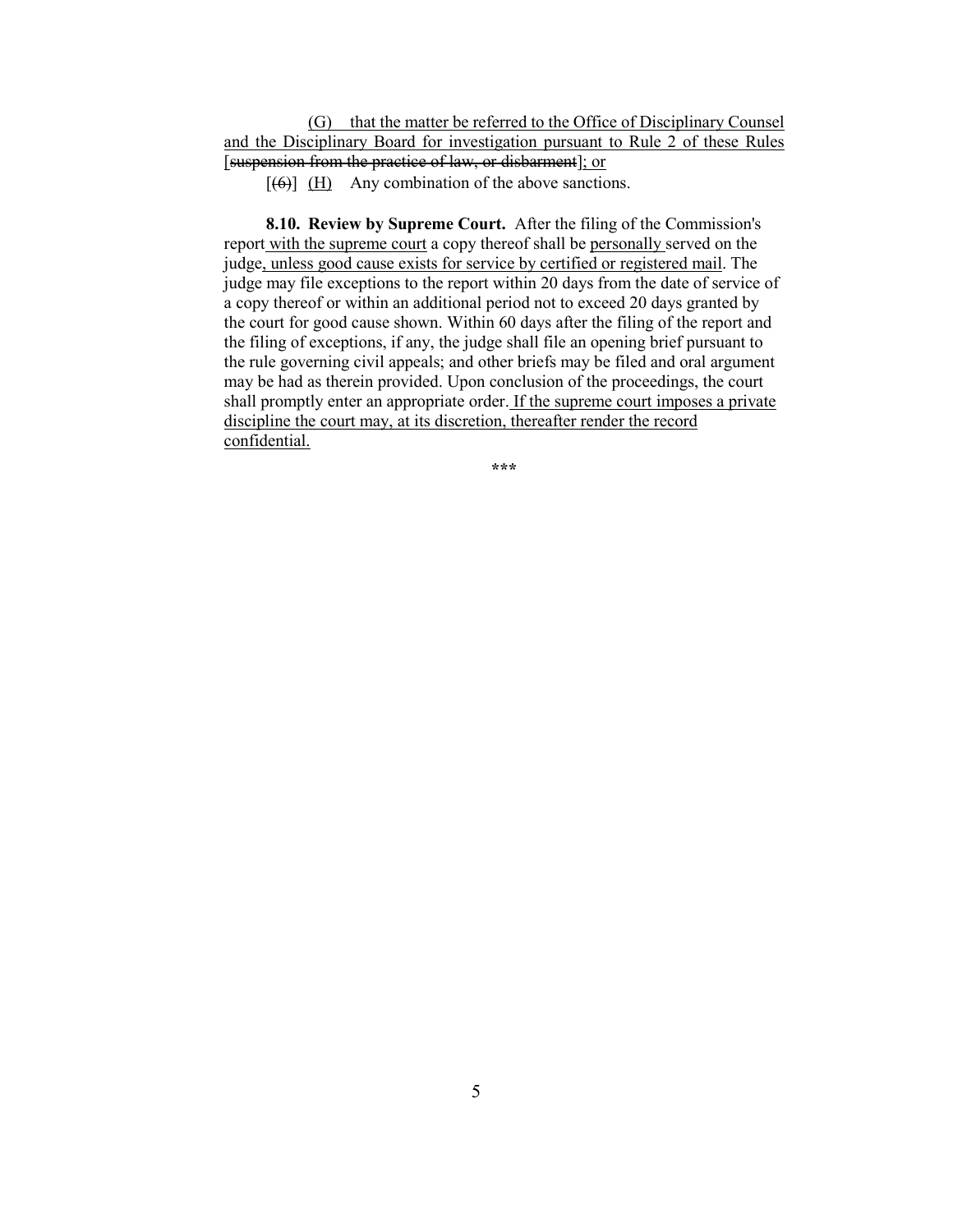(G) that the matter be referred to the Office of Disciplinary Counsel and the Disciplinary Board for investigation pursuant to Rule 2 of these Rules [~~suspension from the practice of law, or disbarment~~]; or

[~~(6)~~] (H) Any combination of the above sanctions.

**8.10. Review by Supreme Court.** After the filing of the Commission's report with the supreme court a copy thereof shall be personally served on the judge, unless good cause exists for service by certified or registered mail. The judge may file exceptions to the report within 20 days from the date of service of a copy thereof or within an additional period not to exceed 20 days granted by the court for good cause shown. Within 60 days after the filing of the report and the filing of exceptions, if any, the judge shall file an opening brief pursuant to the rule governing civil appeals; and other briefs may be filed and oral argument may be had as therein provided. Upon conclusion of the proceedings, the court shall promptly enter an appropriate order. If the supreme court imposes a private discipline the court may, at its discretion, thereafter render the record confidential.

\*\*\*